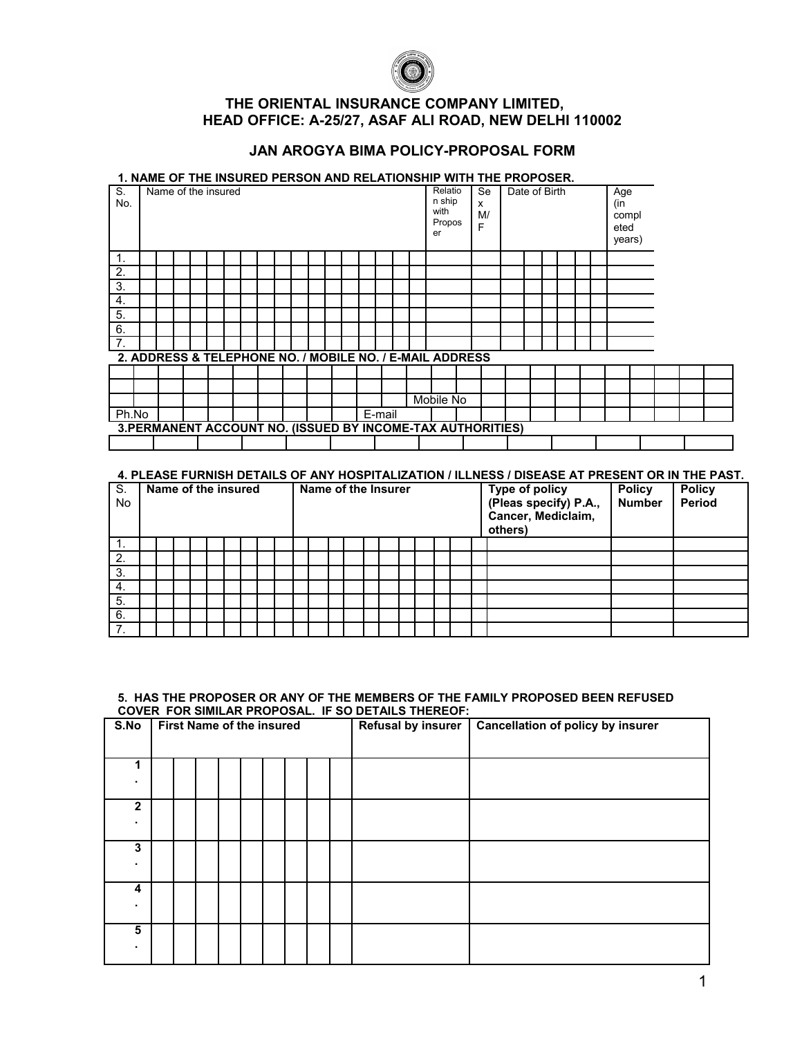# THE ORIENTAL INSURANCE COMPANY LIMITED,
## HEAD OFFICE: A-25/27, ASAF ALI ROAD, NEW DELHI 110002

## JAN AROGYA BIMA POLICY-PROPOSAL FORM

**1. NAME OF THE INSURED PERSON AND RELATIONSHIP WITH THE PROPOSER.**

| S. No. | Name of the insured | Relationship with Proposer | Sex M/F | Date of Birth | Age (in completed years) |
|---|---|---|---|---|---|
| 1. | | | | | |
| 2. | | | | | |
| 3. | | | | | |
| 4. | | | | | |
| 5. | | | | | |
| 6. | | | | | |
| 7. | | | | | |

**2. ADDRESS & TELEPHONE NO. / MOBILE NO. / E-MAIL ADDRESS**

| | | |
|---|---|---|
| | | |
| | | |
| | Mobile No | |
| Ph.No | E-mail | |

**3.PERMANENT ACCOUNT NO. (ISSUED BY INCOME-TAX AUTHORITIES)**

| |
|---|
| |

**4. PLEASE FURNISH DETAILS OF ANY HOSPITALIZATION / ILLNESS / DISEASE AT PRESENT OR IN THE PAST.**

| S. No | Name of the insured | Name of the Insurer | Type of policy (Pleas specify) P.A., Cancer, Mediclaim, others) | Policy Number | Policy Period |
|---|---|---|---|---|---|
| 1. | | | | | |
| 2. | | | | | |
| 3. | | | | | |
| 4. | | | | | |
| 5. | | | | | |
| 6. | | | | | |
| 7. | | | | | |

**5. HAS THE PROPOSER OR ANY OF THE MEMBERS OF THE FAMILY PROPOSED BEEN REFUSED COVER FOR SIMILAR PROPOSAL. IF SO DETAILS THEREOF:**

| S.No | First Name of the insured | Refusal by insurer | Cancellation of policy by insurer |
|---|---|---|---|
| 1. | | | |
| 2. | | | |
| 3. | | | |
| 4. | | | |
| 5. | | | |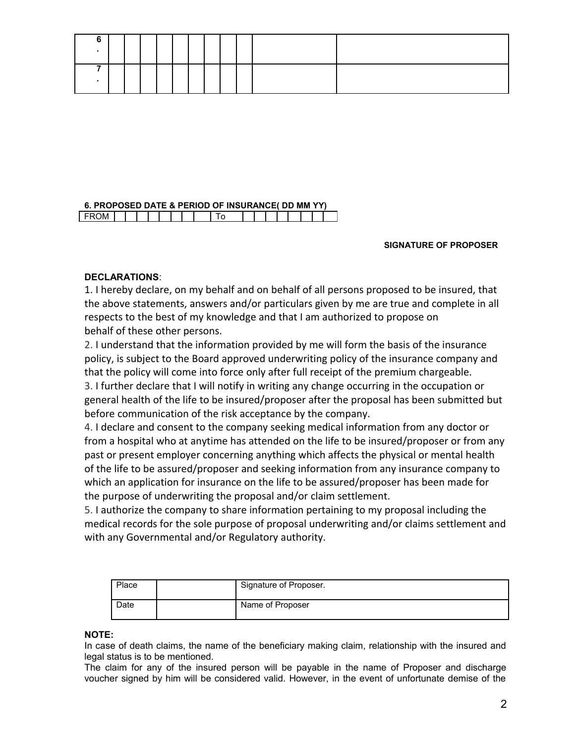| 6. | | | | | | | | | | |
|---|---|---|---|---|---|---|---|---|---|---|
| 7. | | | | | | | | | | |

**6. PROPOSED DATE & PERIOD OF INSURANCE( DD MM YY)**

| FROM | | | | | | | | | To | | | | | | | | | |
|---|---|---|---|---|---|---|---|---|---|---|---|---|---|---|---|---|---|---|

**SIGNATURE OF PROPOSER**

**DECLARATIONS**:

1. I hereby declare, on my behalf and on behalf of all persons proposed to be insured, that the above statements, answers and/or particulars given by me are true and complete in all respects to the best of my knowledge and that I am authorized to propose on behalf of these other persons.
2. I understand that the information provided by me will form the basis of the insurance policy, is subject to the Board approved underwriting policy of the insurance company and that the policy will come into force only after full receipt of the premium chargeable.
3. I further declare that I will notify in writing any change occurring in the occupation or general health of the life to be insured/proposer after the proposal has been submitted but before communication of the risk acceptance by the company.
4. I declare and consent to the company seeking medical information from any doctor or from a hospital who at anytime has attended on the life to be insured/proposer or from any past or present employer concerning anything which affects the physical or mental health of the life to be assured/proposer and seeking information from any insurance company to which an application for insurance on the life to be assured/proposer has been made for the purpose of underwriting the proposal and/or claim settlement.
5. I authorize the company to share information pertaining to my proposal including the medical records for the sole purpose of proposal underwriting and/or claims settlement and with any Governmental and/or Regulatory authority.

| Place | | Signature of Proposer. |
|---|---|---|
| Date | | Name of Proposer |

**NOTE:**

In case of death claims, the name of the beneficiary making claim, relationship with the insured and legal status is to be mentioned.

The claim for any of the insured person will be payable in the name of Proposer and discharge voucher signed by him will be considered valid. However, in the event of unfortunate demise of the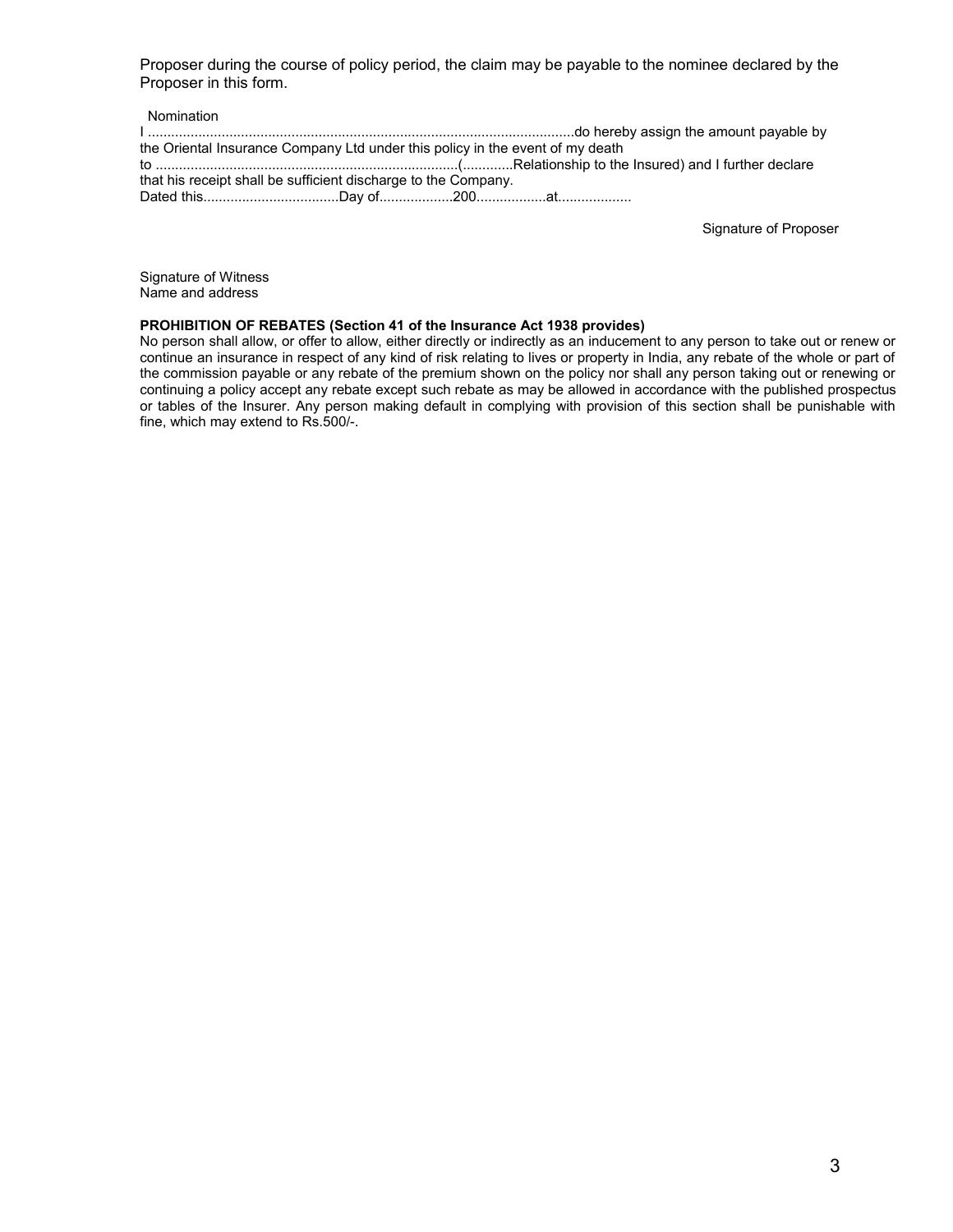Proposer during the course of policy period, the claim may be payable to the nominee declared by the Proposer in this form.

Nomination

I ..............................................................................................................do hereby assign the amount payable by the Oriental Insurance Company Ltd under this policy in the event of my death to ..............................................................................(............Relationship to the Insured) and I further declare that his receipt shall be sufficient discharge to the Company.

Dated this..................................Day of..................200..................at..................

Signature of Proposer

Signature of Witness
Name and address

**PROHIBITION OF REBATES (Section 41 of the Insurance Act 1938 provides)**

No person shall allow, or offer to allow, either directly or indirectly as an inducement to any person to take out or renew or continue an insurance in respect of any kind of risk relating to lives or property in India, any rebate of the whole or part of the commission payable or any rebate of the premium shown on the policy nor shall any person taking out or renewing or continuing a policy accept any rebate except such rebate as may be allowed in accordance with the published prospectus or tables of the Insurer. Any person making default in complying with provision of this section shall be punishable with fine, which may extend to Rs.500/-.